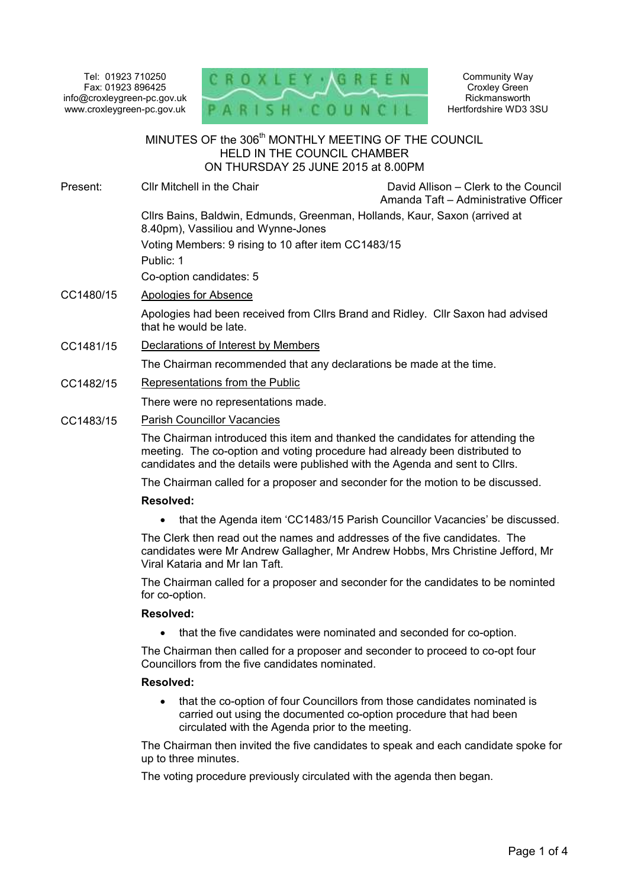Tel: 01923 710250
Fax: 01923 896425
info@croxleygreen-pc.gov.uk
www.croxleygreen-pc.gov.uk

CROXLEY GREEN PARISH COUNCIL

Community Way
Croxley Green
Rickmansworth
Hertfordshire WD3 3SU

# MINUTES OF the 306th MONTHLY MEETING OF THE COUNCIL HELD IN THE COUNCIL CHAMBER ON THURSDAY 25 JUNE 2015 at 8.00PM

Present: Cllr Mitchell in the Chair

David Allison – Clerk to the Council
Amanda Taft – Administrative Officer

Cllrs Bains, Baldwin, Edmunds, Greenman, Hollands, Kaur, Saxon (arrived at 8.40pm), Vassiliou and Wynne-Jones

Voting Members: 9 rising to 10 after item CC1483/15

Public: 1

Co-option candidates: 5

**CC1480/15** Apologies for Absence

Apologies had been received from Cllrs Brand and Ridley. Cllr Saxon had advised that he would be late.

**CC1481/15** Declarations of Interest by Members

The Chairman recommended that any declarations be made at the time.

**CC1482/15** Representations from the Public

There were no representations made.

**CC1483/15** Parish Councillor Vacancies

The Chairman introduced this item and thanked the candidates for attending the meeting. The co-option and voting procedure had already been distributed to candidates and the details were published with the Agenda and sent to Cllrs.

The Chairman called for a proposer and seconder for the motion to be discussed.

**Resolved:**

- that the Agenda item 'CC1483/15 Parish Councillor Vacancies' be discussed.

The Clerk then read out the names and addresses of the five candidates. The candidates were Mr Andrew Gallagher, Mr Andrew Hobbs, Mrs Christine Jefford, Mr Viral Kataria and Mr Ian Taft.

The Chairman called for a proposer and seconder for the candidates to be nominted for co-option.

**Resolved:**

- that the five candidates were nominated and seconded for co-option.

The Chairman then called for a proposer and seconder to proceed to co-opt four Councillors from the five candidates nominated.

**Resolved:**

- that the co-option of four Councillors from those candidates nominated is carried out using the documented co-option procedure that had been circulated with the Agenda prior to the meeting.

The Chairman then invited the five candidates to speak and each candidate spoke for up to three minutes.

The voting procedure previously circulated with the agenda then began.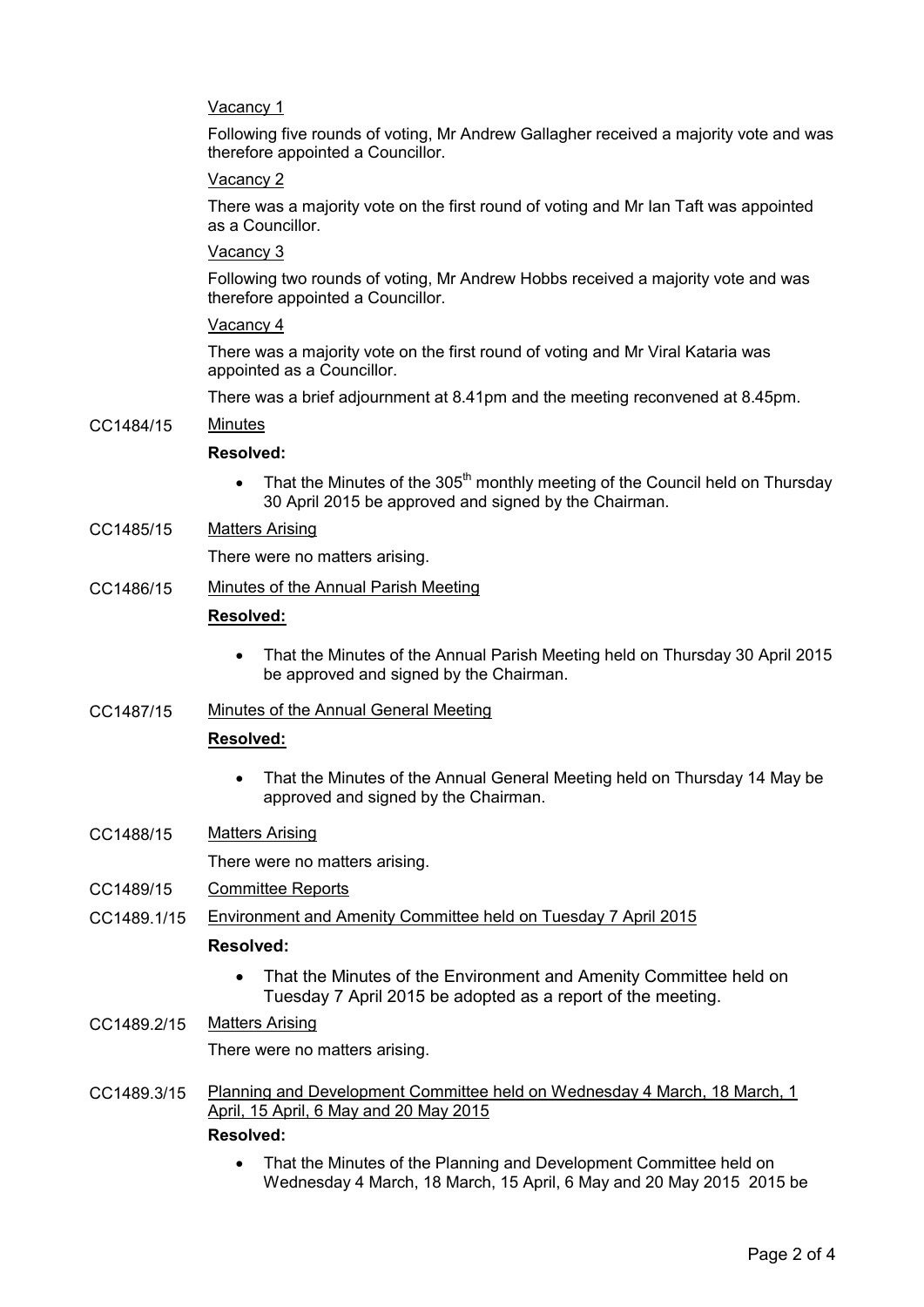Vacancy 1

Following five rounds of voting, Mr Andrew Gallagher received a majority vote and was therefore appointed a Councillor.

Vacancy 2

There was a majority vote on the first round of voting and Mr Ian Taft was appointed as a Councillor.

Vacancy 3

Following two rounds of voting, Mr Andrew Hobbs received a majority vote and was therefore appointed a Councillor.

Vacancy 4

There was a majority vote on the first round of voting and Mr Viral Kataria was appointed as a Councillor.

There was a brief adjournment at 8.41pm and the meeting reconvened at 8.45pm.

CC1484/15 Minutes

**Resolved:**

- That the Minutes of the 305th monthly meeting of the Council held on Thursday 30 April 2015 be approved and signed by the Chairman.

CC1485/15 Matters Arising

There were no matters arising.

CC1486/15 Minutes of the Annual Parish Meeting

**Resolved:**

- That the Minutes of the Annual Parish Meeting held on Thursday 30 April 2015 be approved and signed by the Chairman.

CC1487/15 Minutes of the Annual General Meeting

**Resolved:**

- That the Minutes of the Annual General Meeting held on Thursday 14 May be approved and signed by the Chairman.

CC1488/15 Matters Arising

There were no matters arising.

CC1489/15 Committee Reports

CC1489.1/15 Environment and Amenity Committee held on Tuesday 7 April 2015

**Resolved:**

- That the Minutes of the Environment and Amenity Committee held on Tuesday 7 April 2015 be adopted as a report of the meeting.

CC1489.2/15 Matters Arising

There were no matters arising.

CC1489.3/15 Planning and Development Committee held on Wednesday 4 March, 18 March, 1 April, 15 April, 6 May and 20 May 2015

**Resolved:**

- That the Minutes of the Planning and Development Committee held on Wednesday 4 March, 18 March, 15 April, 6 May and 20 May 2015 2015 be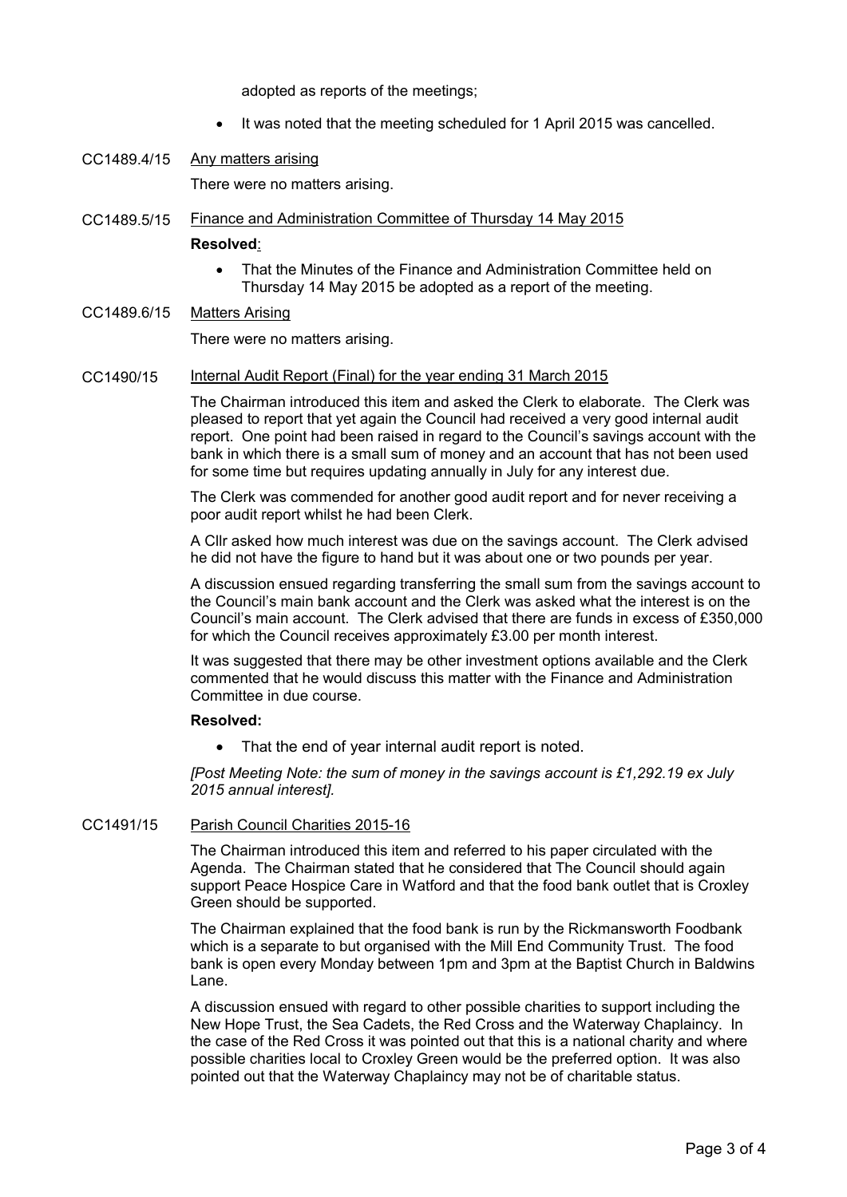adopted as reports of the meetings;

- It was noted that the meeting scheduled for 1 April 2015 was cancelled.

CC1489.4/15 Any matters arising

There were no matters arising.

CC1489.5/15 Finance and Administration Committee of Thursday 14 May 2015

**Resolved**:

- That the Minutes of the Finance and Administration Committee held on Thursday 14 May 2015 be adopted as a report of the meeting.

CC1489.6/15 Matters Arising

There were no matters arising.

CC1490/15 Internal Audit Report (Final) for the year ending 31 March 2015

The Chairman introduced this item and asked the Clerk to elaborate. The Clerk was pleased to report that yet again the Council had received a very good internal audit report. One point had been raised in regard to the Council's savings account with the bank in which there is a small sum of money and an account that has not been used for some time but requires updating annually in July for any interest due.

The Clerk was commended for another good audit report and for never receiving a poor audit report whilst he had been Clerk.

A Cllr asked how much interest was due on the savings account. The Clerk advised he did not have the figure to hand but it was about one or two pounds per year.

A discussion ensued regarding transferring the small sum from the savings account to the Council's main bank account and the Clerk was asked what the interest is on the Council's main account. The Clerk advised that there are funds in excess of £350,000 for which the Council receives approximately £3.00 per month interest.

It was suggested that there may be other investment options available and the Clerk commented that he would discuss this matter with the Finance and Administration Committee in due course.

**Resolved:**

- That the end of year internal audit report is noted.

*[Post Meeting Note: the sum of money in the savings account is £1,292.19 ex July 2015 annual interest].*

CC1491/15 Parish Council Charities 2015-16

The Chairman introduced this item and referred to his paper circulated with the Agenda. The Chairman stated that he considered that The Council should again support Peace Hospice Care in Watford and that the food bank outlet that is Croxley Green should be supported.

The Chairman explained that the food bank is run by the Rickmansworth Foodbank which is a separate to but organised with the Mill End Community Trust. The food bank is open every Monday between 1pm and 3pm at the Baptist Church in Baldwins Lane.

A discussion ensued with regard to other possible charities to support including the New Hope Trust, the Sea Cadets, the Red Cross and the Waterway Chaplaincy. In the case of the Red Cross it was pointed out that this is a national charity and where possible charities local to Croxley Green would be the preferred option. It was also pointed out that the Waterway Chaplaincy may not be of charitable status.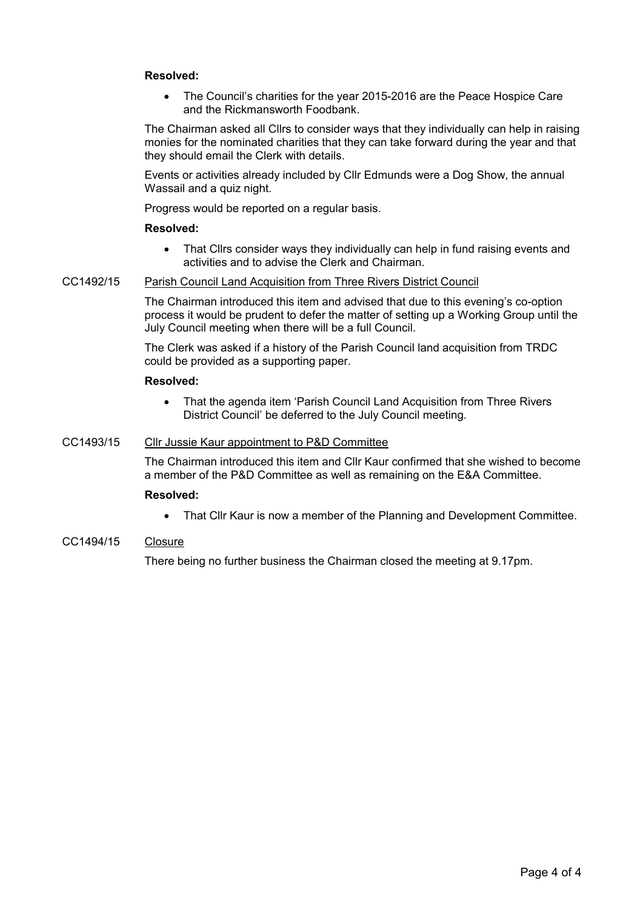**Resolved:**

- The Council's charities for the year 2015-2016 are the Peace Hospice Care and the Rickmansworth Foodbank.

The Chairman asked all Cllrs to consider ways that they individually can help in raising monies for the nominated charities that they can take forward during the year and that they should email the Clerk with details.

Events or activities already included by Cllr Edmunds were a Dog Show, the annual Wassail and a quiz night.

Progress would be reported on a regular basis.

**Resolved:**

- That Cllrs consider ways they individually can help in fund raising events and activities and to advise the Clerk and Chairman.

CC1492/15 Parish Council Land Acquisition from Three Rivers District Council

The Chairman introduced this item and advised that due to this evening's co-option process it would be prudent to defer the matter of setting up a Working Group until the July Council meeting when there will be a full Council.

The Clerk was asked if a history of the Parish Council land acquisition from TRDC could be provided as a supporting paper.

**Resolved:**

- That the agenda item 'Parish Council Land Acquisition from Three Rivers District Council' be deferred to the July Council meeting.

CC1493/15 Cllr Jussie Kaur appointment to P&D Committee

The Chairman introduced this item and Cllr Kaur confirmed that she wished to become a member of the P&D Committee as well as remaining on the E&A Committee.

**Resolved:**

- That Cllr Kaur is now a member of the Planning and Development Committee.

CC1494/15 Closure

There being no further business the Chairman closed the meeting at 9.17pm.